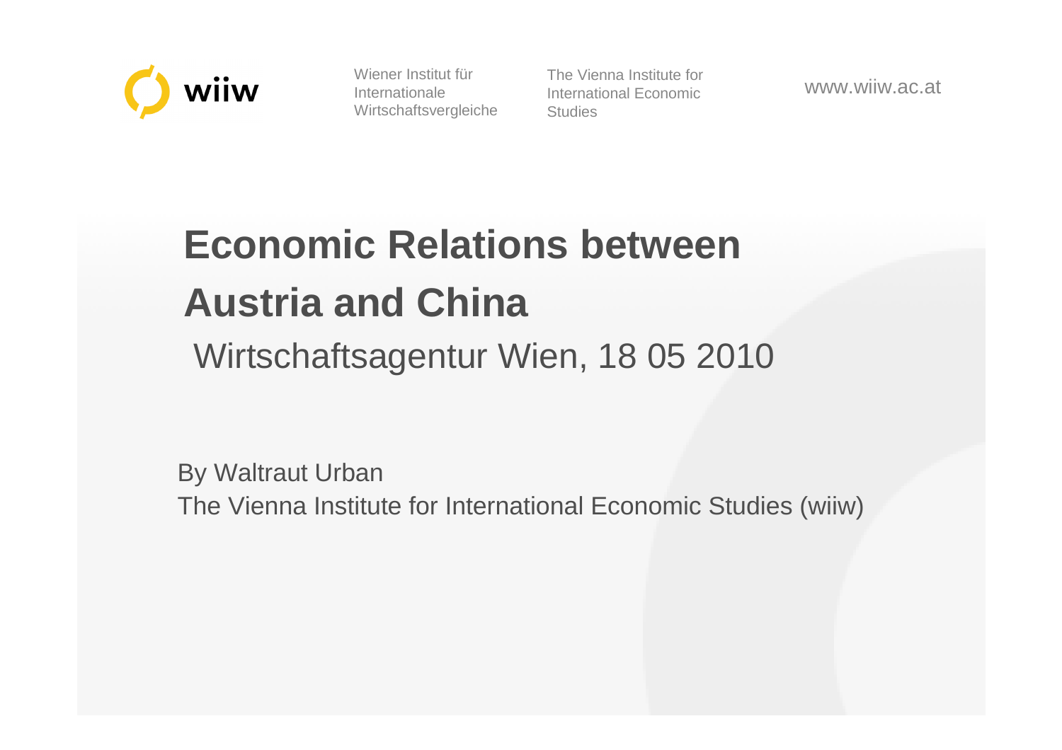wiiw

Wiener Institut für Internationale Wirtschaftsvergleiche

The Vienna Institute for International Economic Studies

www.wiiw.ac.at

# Economic Relations between Austria and China

Wirtschaftsagentur Wien, 18 05 2010

By Waltraut Urban

The Vienna Institute for International Economic Studies (wiiw)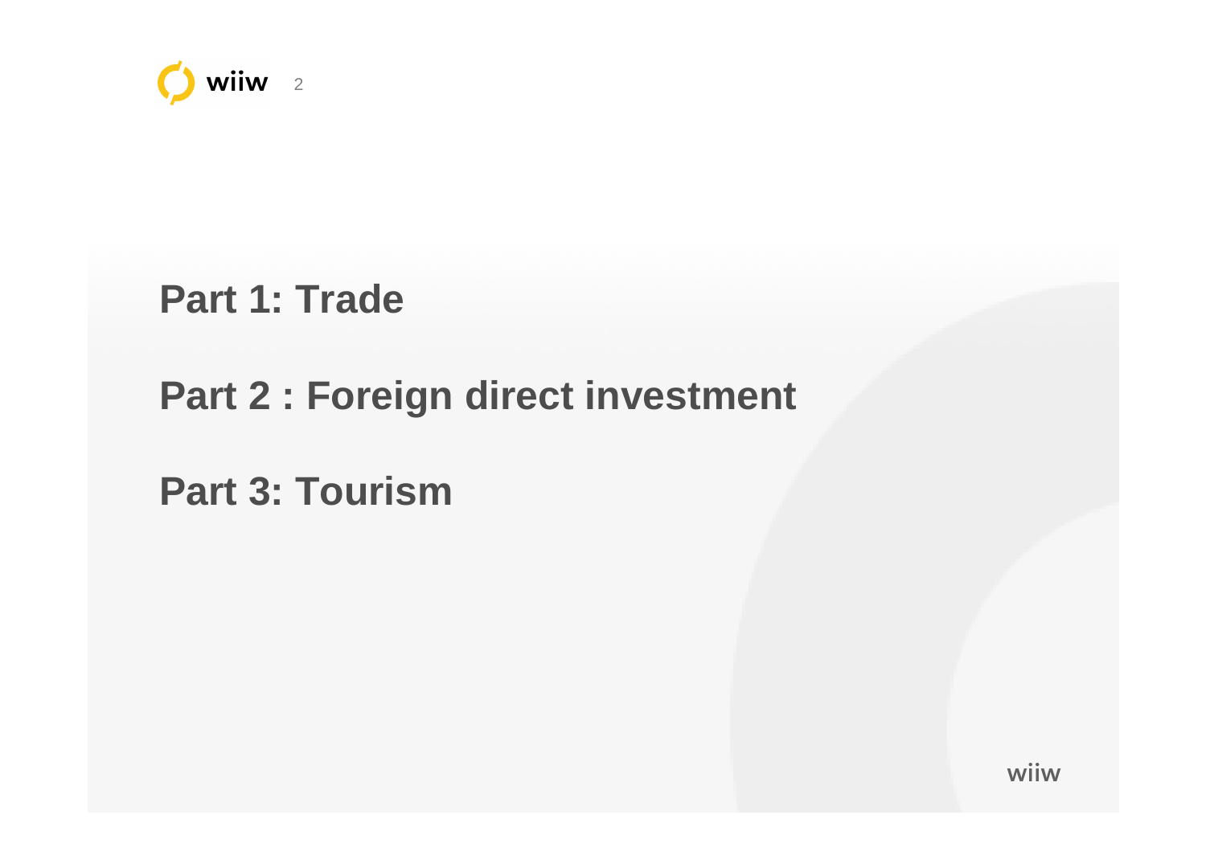## Part 1: Trade

## Part 2 : Foreign direct investment

## Part 3: Tourism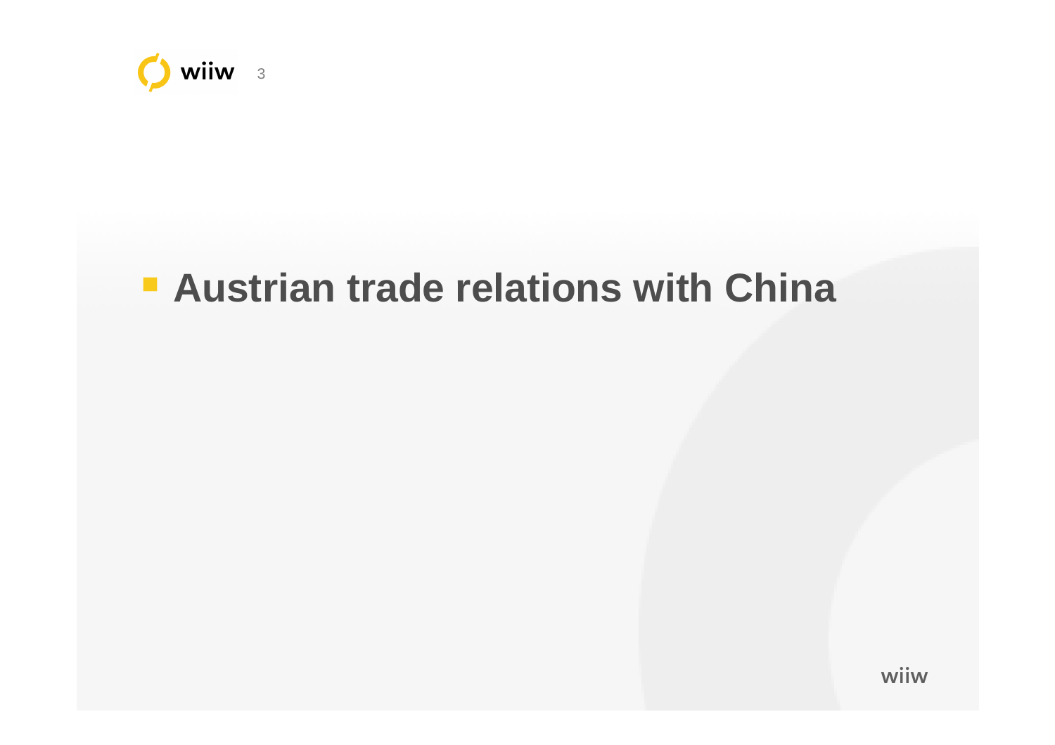## Austrian trade relations with China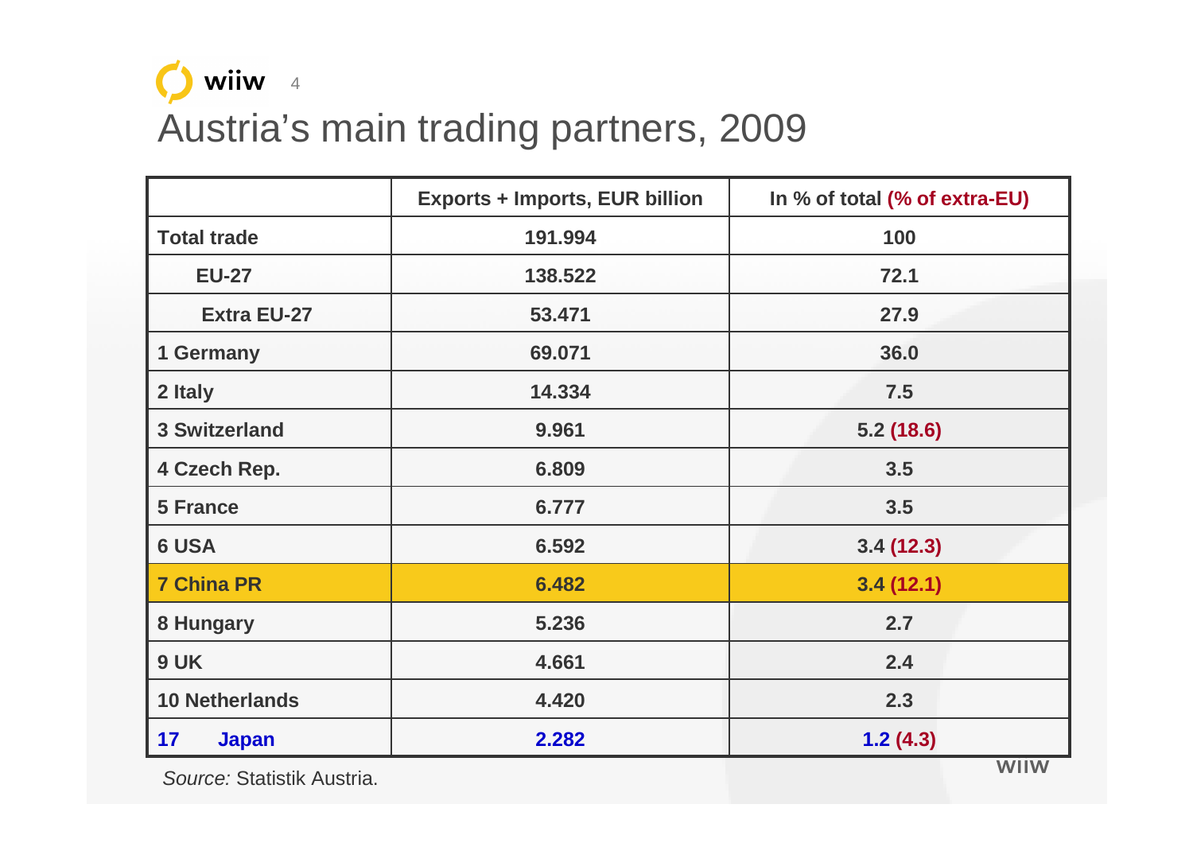# Austria's main trading partners, 2009

| | Exports + Imports, EUR billion | In % of total (% of extra-EU) |
|---|---|---|
| **Total trade** | **191.994** | **100** |
| **EU-27** | **138.522** | **72.1** |
| **Extra EU-27** | **53.471** | **27.9** |
| **1 Germany** | **69.071** | **36.0** |
| **2 Italy** | **14.334** | **7.5** |
| **3 Switzerland** | **9.961** | **5.2 (18.6)** |
| **4 Czech Rep.** | **6.809** | **3.5** |
| **5 France** | **6.777** | **3.5** |
| **6 USA** | **6.592** | **3.4 (12.3)** |
| **7 China PR** | **6.482** | **3.4 (12.1)** |
| **8 Hungary** | **5.236** | **2.7** |
| **9 UK** | **4.661** | **2.4** |
| **10 Netherlands** | **4.420** | **2.3** |
| **17 Japan** | **2.282** | **1.2 (4.3)** |

*Source:* Statistik Austria.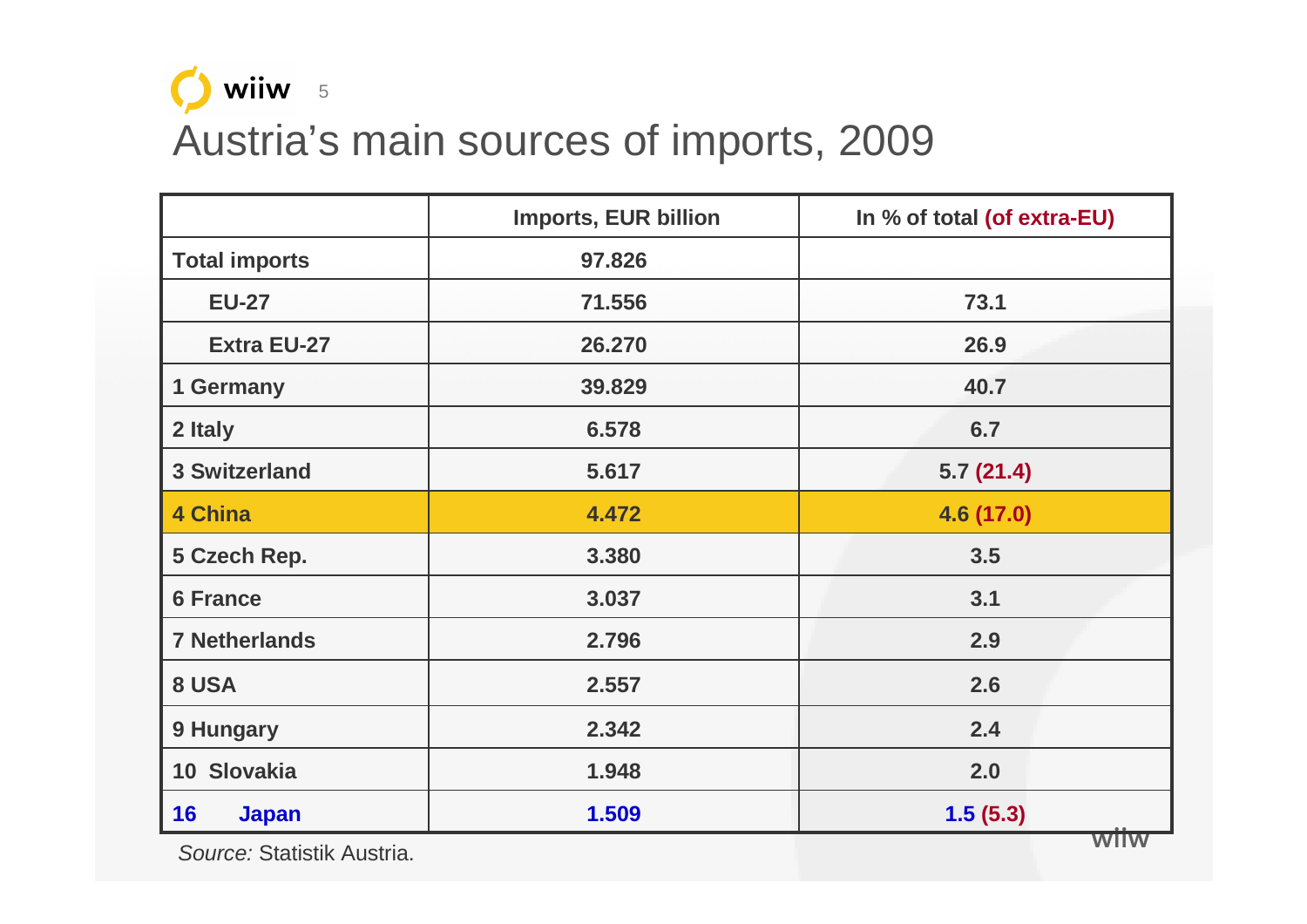# Austria's main sources of imports, 2009

| | Imports, EUR billion | In % of total (of extra-EU) |
|---|---|---|
| **Total imports** | **97.826** | |
| **EU-27** | **71.556** | **73.1** |
| **Extra EU-27** | **26.270** | **26.9** |
| **1 Germany** | **39.829** | **40.7** |
| **2 Italy** | **6.578** | **6.7** |
| **3 Switzerland** | **5.617** | **5.7 (21.4)** |
| **4 China** | **4.472** | **4.6 (17.0)** |
| **5 Czech Rep.** | **3.380** | **3.5** |
| **6 France** | **3.037** | **3.1** |
| **7 Netherlands** | **2.796** | **2.9** |
| **8 USA** | **2.557** | **2.6** |
| **9 Hungary** | **2.342** | **2.4** |
| **10 Slovakia** | **1.948** | **2.0** |
| **16 Japan** | **1.509** | **1.5 (5.3)** |

*Source:* Statistik Austria.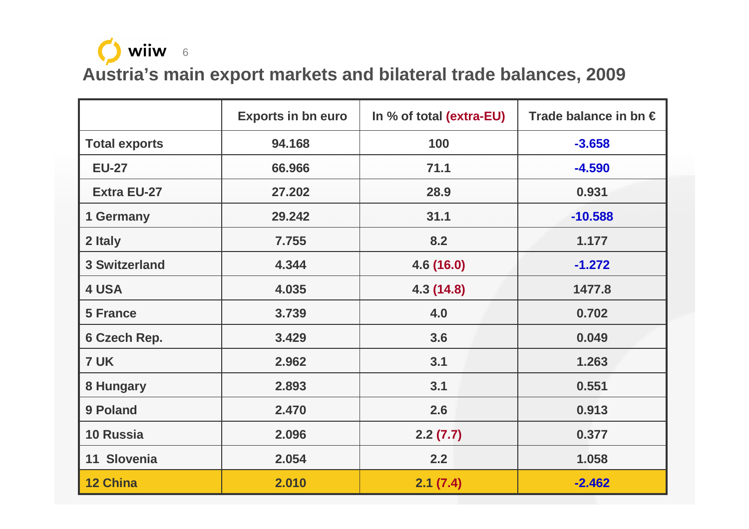## Austria's main export markets and bilateral trade balances, 2009

| | Exports in bn euro | In % of total (extra-EU) | Trade balance in bn € |
|---|---|---|---|
| **Total exports** | 94.168 | 100 | -3.658 |
| **EU-27** | 66.966 | 71.1 | -4.590 |
| **Extra EU-27** | 27.202 | 28.9 | 0.931 |
| **1 Germany** | 29.242 | 31.1 | -10.588 |
| **2 Italy** | 7.755 | 8.2 | 1.177 |
| **3 Switzerland** | 4.344 | 4.6 (16.0) | -1.272 |
| **4 USA** | 4.035 | 4.3 (14.8) | 1477.8 |
| **5 France** | 3.739 | 4.0 | 0.702 |
| **6 Czech Rep.** | 3.429 | 3.6 | 0.049 |
| **7 UK** | 2.962 | 3.1 | 1.263 |
| **8 Hungary** | 2.893 | 3.1 | 0.551 |
| **9 Poland** | 2.470 | 2.6 | 0.913 |
| **10 Russia** | 2.096 | 2.2 (7.7) | 0.377 |
| **11 Slovenia** | 2.054 | 2.2 | 1.058 |
| **12 China** | 2.010 | 2.1 (7.4) | -2.462 |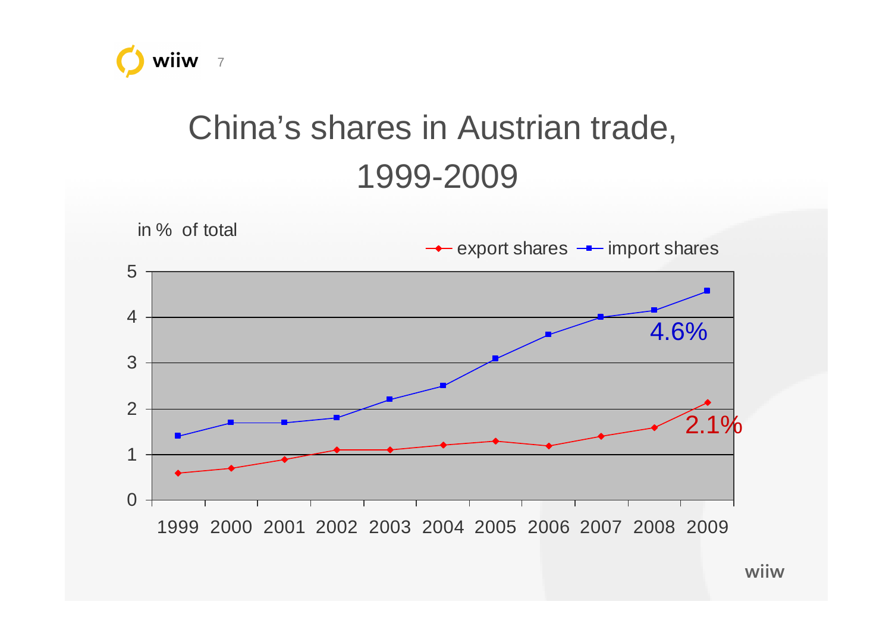# China's shares in Austrian trade, 1999-2009

in % of total

| Year | export shares | import shares |
|---|---|---|
| 1999 | 0.6 | 1.4 |
| 2000 | 0.7 | 1.7 |
| 2001 | 0.9 | 1.7 |
| 2002 | 1.1 | 1.8 |
| 2003 | 1.1 | 2.2 |
| 2004 | 1.2 | 2.5 |
| 2005 | 1.3 | 3.1 |
| 2006 | 1.2 | 3.6 |
| 2007 | 1.4 | 4.0 |
| 2008 | 1.6 | 4.15 |
| 2009 | 2.1% | 4.6% |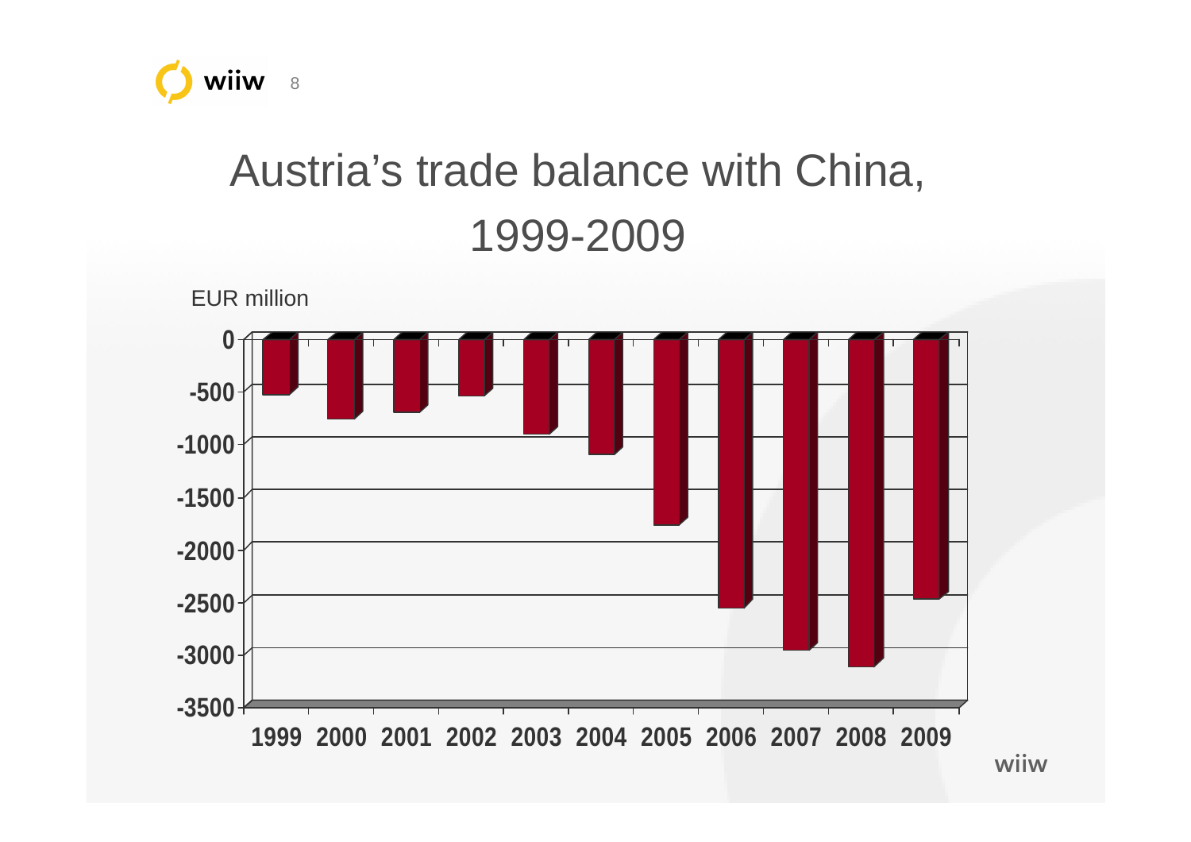# Austria's trade balance with China, 1999-2009

EUR million

| Year | Trade balance (EUR million) |
|---|---|
| 1999 | approx. -550 |
| 2000 | approx. -780 |
| 2001 | approx. -710 |
| 2002 | approx. -560 |
| 2003 | approx. -920 |
| 2004 | approx. -1120 |
| 2005 | approx. -1790 |
| 2006 | approx. -2580 |
| 2007 | approx. -2970 |
| 2008 | approx. -3130 |
| 2009 | approx. -2490 |

Y-axis: 0 to -3500 (steps of 500)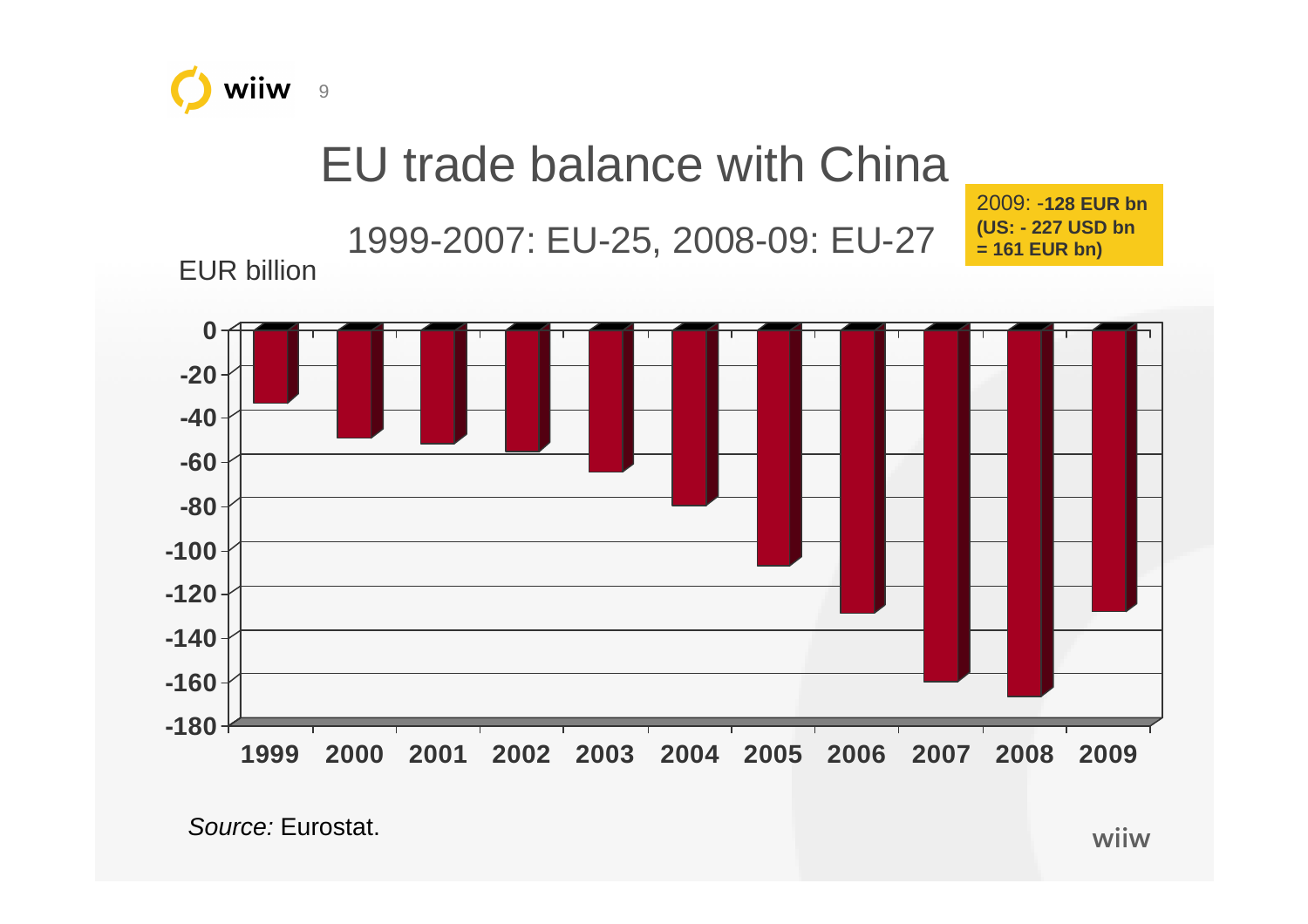# EU trade balance with China

1999-2007: EU-25, 2008-09: EU-27

2009: **-128 EUR bn (US: - 227 USD bn = 161 EUR bn)**

EUR billion

0, -20, -40, -60, -80, -100, -120, -140, -160, -180

1999, 2000, 2001, 2002, 2003, 2004, 2005, 2006, 2007, 2008, 2009

*Source:* Eurostat.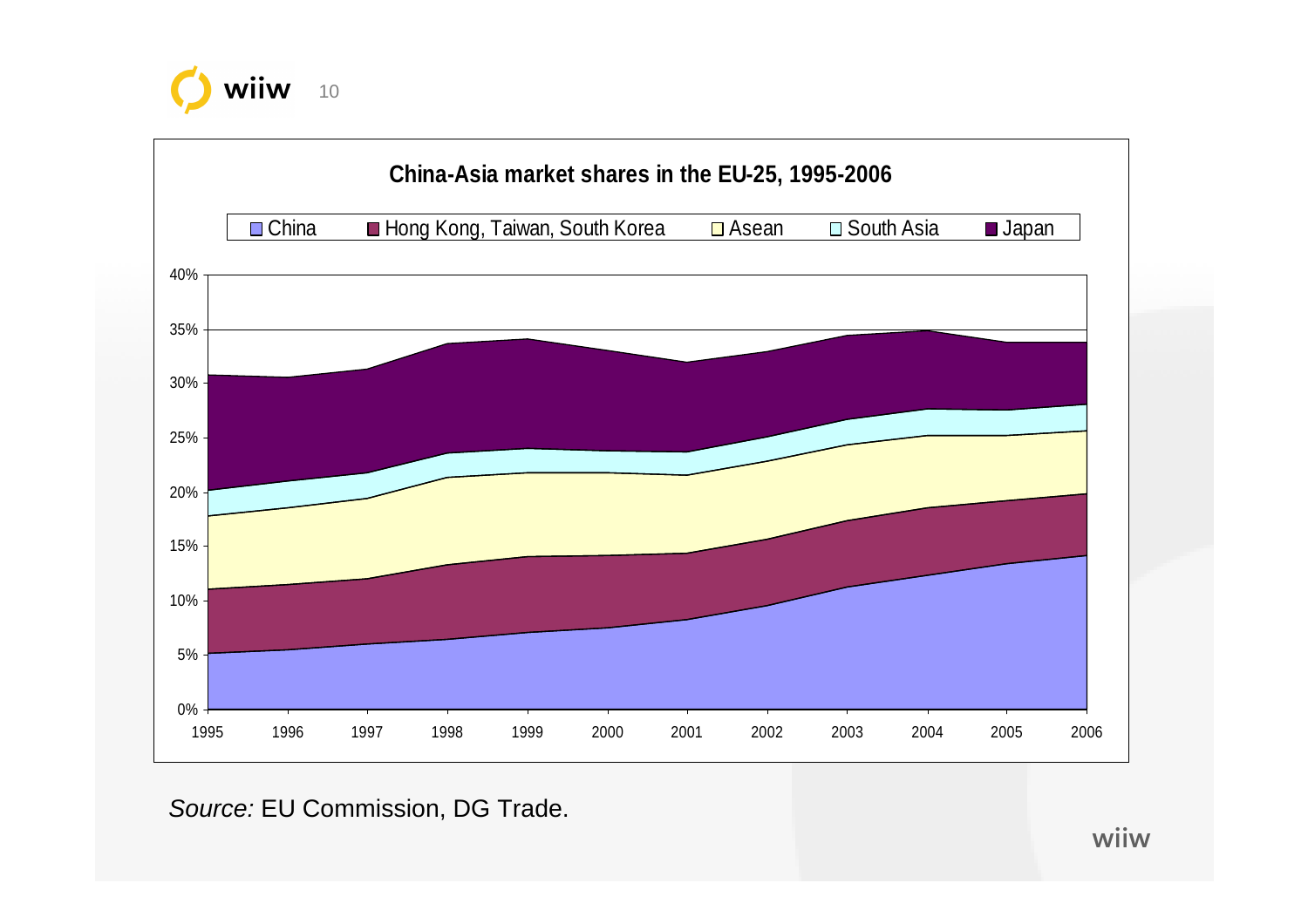**China-Asia market shares in the EU-25, 1995-2006**

China | Hong Kong, Taiwan, South Korea | Asean | South Asia | Japan

0% 5% 10% 15% 20% 25% 30% 35% 40%

1995 1996 1997 1998 1999 2000 2001 2002 2003 2004 2005 2006

*Source:* EU Commission, DG Trade.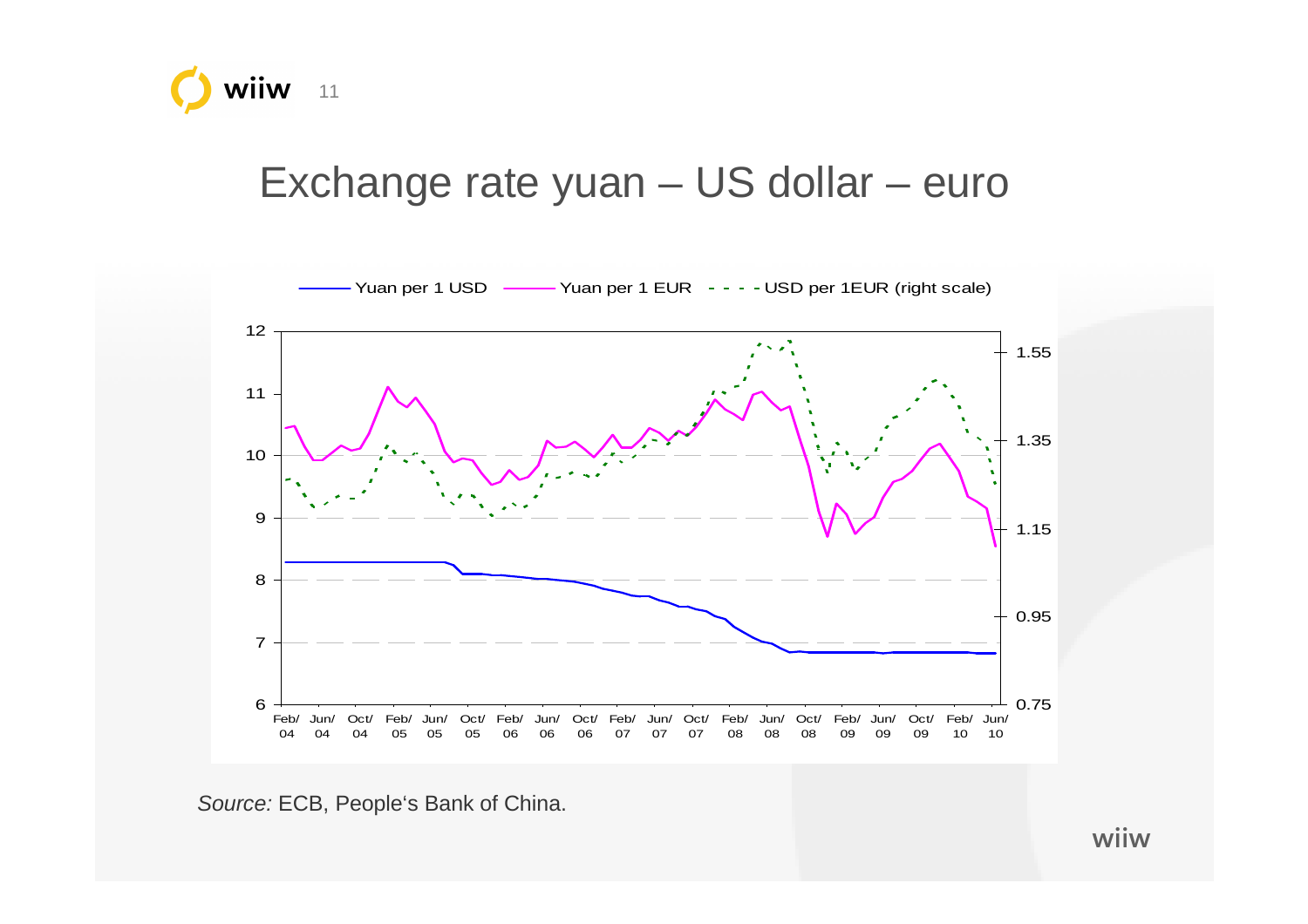# Exchange rate yuan – US dollar – euro

*Source:* ECB, People's Bank of China.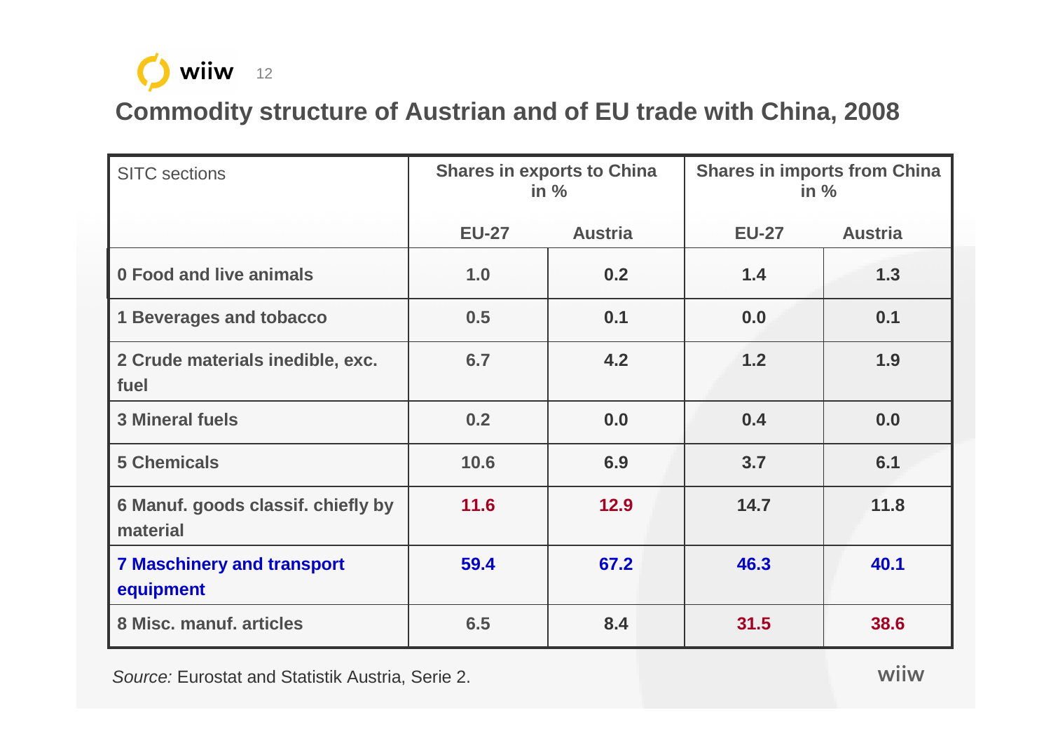# Commodity structure of Austrian and of EU trade with China, 2008

| SITC sections | Shares in exports to China in % | | Shares in imports from China in % | |
|---|---|---|---|---|
| | EU-27 | Austria | EU-27 | Austria |
| **0 Food and live animals** | 1.0 | 0.2 | 1.4 | 1.3 |
| **1 Beverages and tobacco** | 0.5 | 0.1 | 0.0 | 0.1 |
| **2 Crude materials inedible, exc. fuel** | 6.7 | 4.2 | 1.2 | 1.9 |
| **3 Mineral fuels** | 0.2 | 0.0 | 0.4 | 0.0 |
| **5 Chemicals** | 10.6 | 6.9 | 3.7 | 6.1 |
| **6 Manuf. goods classif. chiefly by material** | 11.6 | 12.9 | 14.7 | 11.8 |
| **7 Maschinery and transport equipment** | 59.4 | 67.2 | 46.3 | 40.1 |
| **8 Misc. manuf. articles** | 6.5 | 8.4 | 31.5 | 38.6 |

*Source:* Eurostat and Statistik Austria, Serie 2.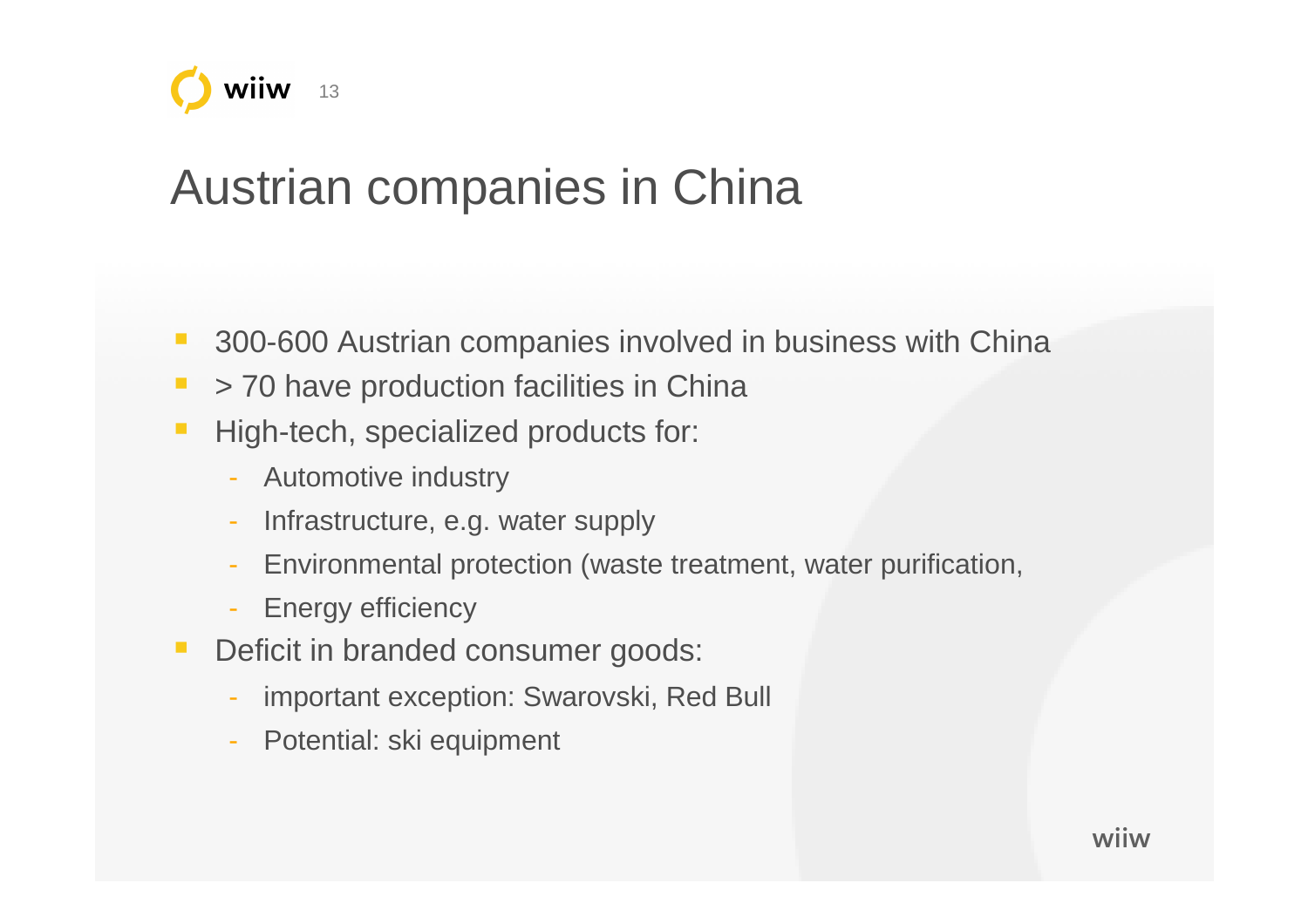# Austrian companies in China

- 300-600 Austrian companies involved in business with China
- > 70 have production facilities in China
- High-tech, specialized products for:
  - Automotive industry
  - Infrastructure, e.g. water supply
  - Environmental protection (waste treatment, water purification,
  - Energy efficiency
- Deficit in branded consumer goods:
  - important exception: Swarovski, Red Bull
  - Potential: ski equipment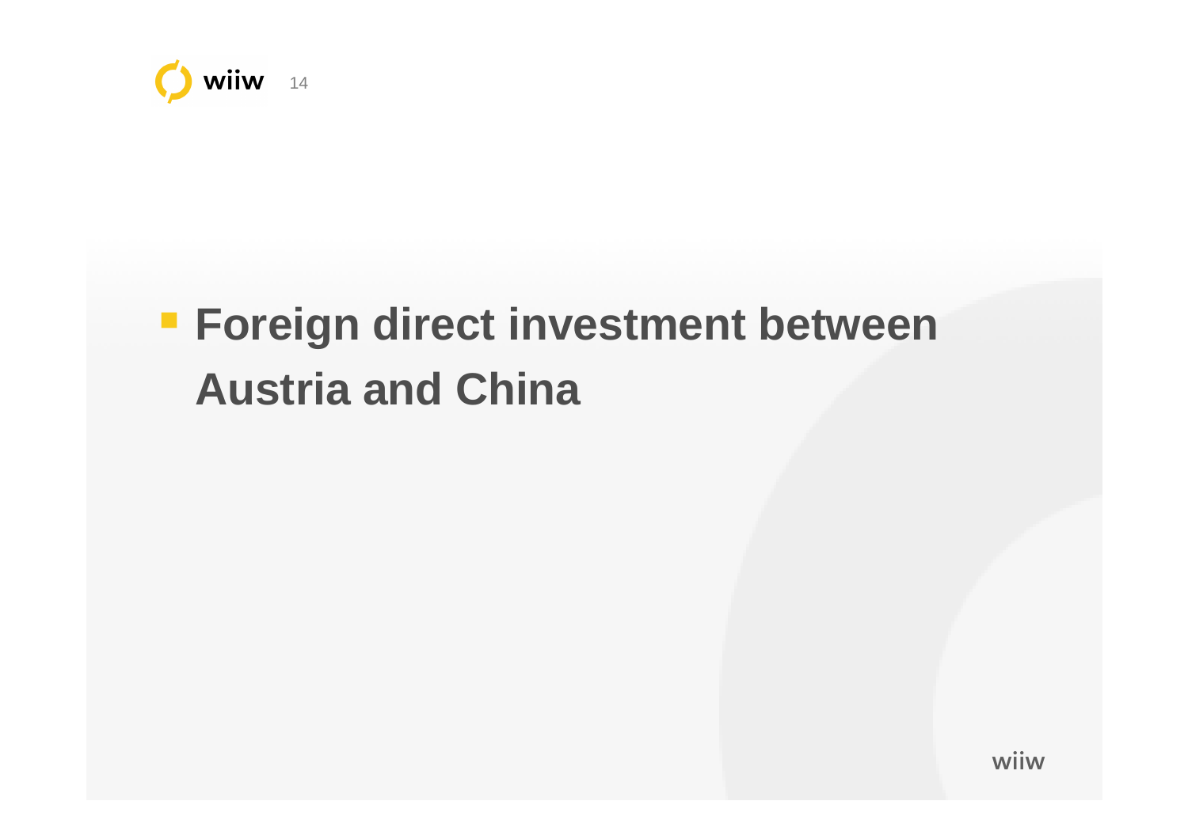- **Foreign direct investment between Austria and China**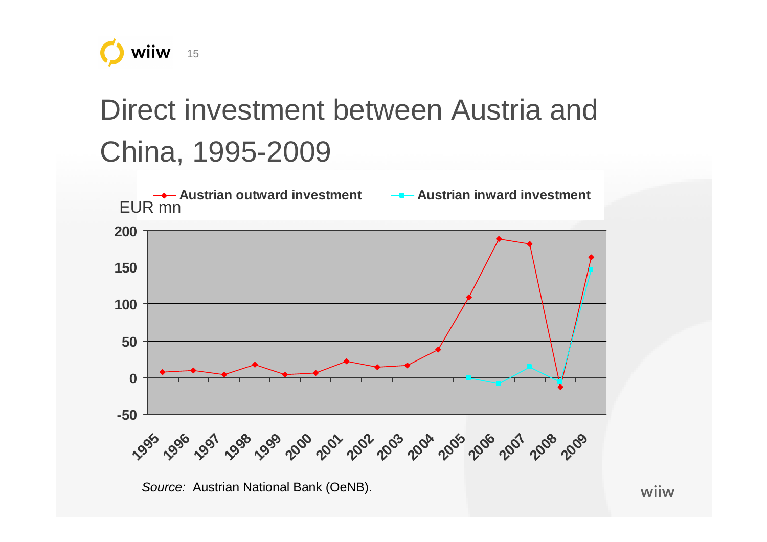# Direct investment between Austria and China, 1995-2009

EUR mn

Austrian outward investment — Austrian inward investment

200
150
100
50
0
-50

1995 1996 1997 1998 1999 2000 2001 2002 2003 2004 2005 2006 2007 2008 2009

*Source:* Austrian National Bank (OeNB).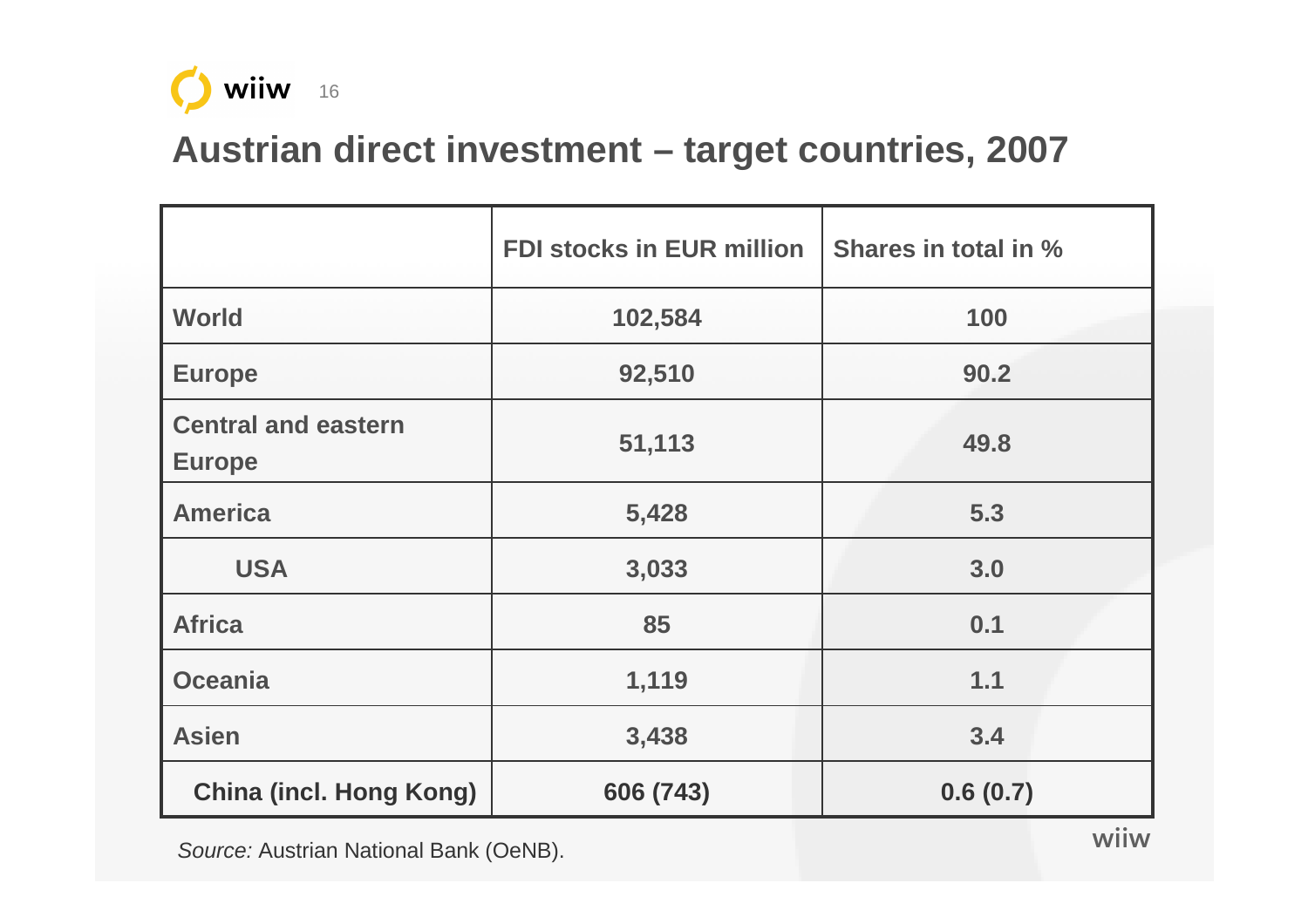# Austrian direct investment – target countries, 2007

| | FDI stocks in EUR million | Shares in total in % |
|---|---|---|
| World | 102,584 | 100 |
| Europe | 92,510 | 90.2 |
| Central and eastern Europe | 51,113 | 49.8 |
| America | 5,428 | 5.3 |
| USA | 3,033 | 3.0 |
| Africa | 85 | 0.1 |
| Oceania | 1,119 | 1.1 |
| Asien | 3,438 | 3.4 |
| China (incl. Hong Kong) | 606 (743) | 0.6 (0.7) |

*Source:* Austrian National Bank (OeNB).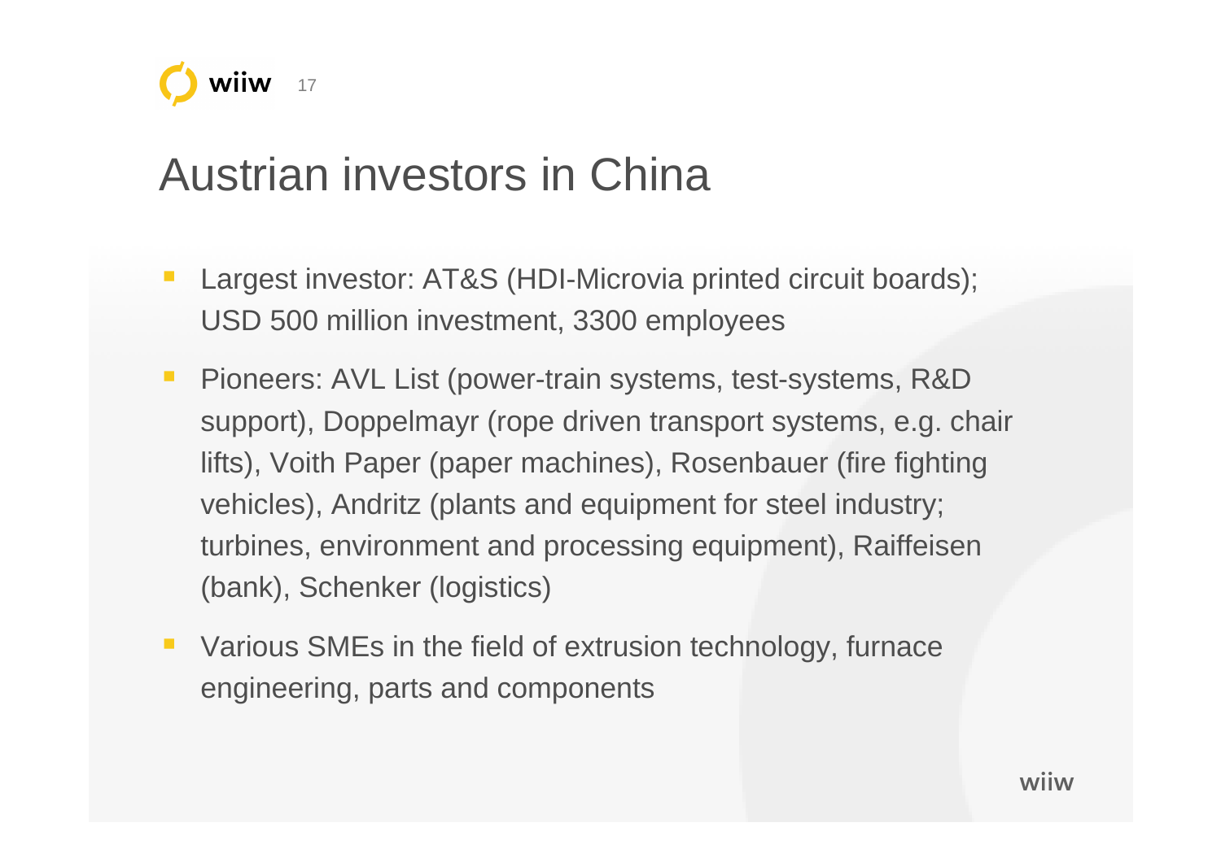# Austrian investors in China

- Largest investor: AT&S (HDI-Microvia printed circuit boards); USD 500 million investment, 3300 employees
- Pioneers: AVL List (power-train systems, test-systems, R&D support), Doppelmayr (rope driven transport systems, e.g. chair lifts), Voith Paper (paper machines), Rosenbauer (fire fighting vehicles), Andritz (plants and equipment for steel industry; turbines, environment and processing equipment), Raiffeisen (bank), Schenker (logistics)
- Various SMEs in the field of extrusion technology, furnace engineering, parts and components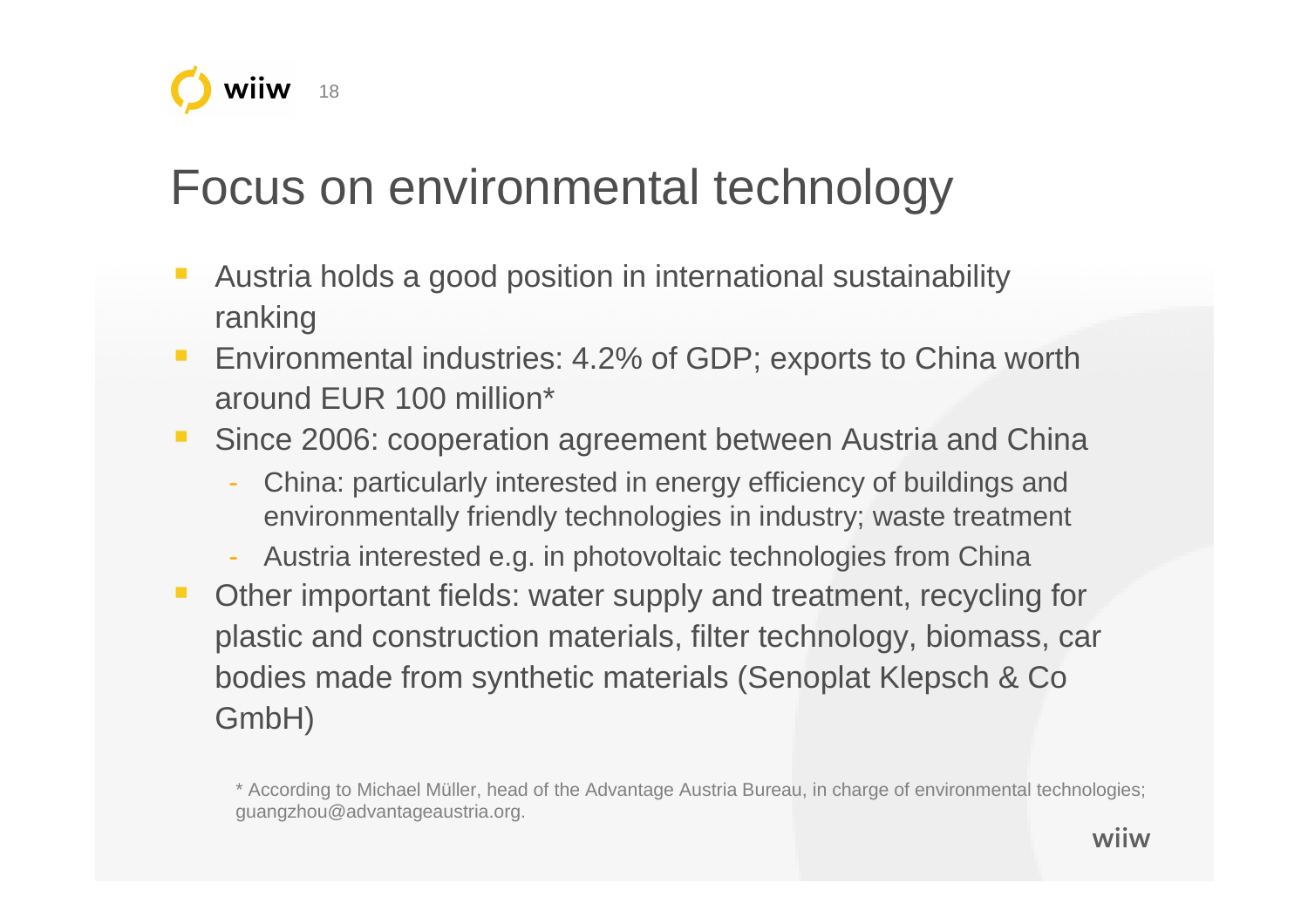# Focus on environmental technology

- Austria holds a good position in international sustainability ranking
- Environmental industries: 4.2% of GDP; exports to China worth around EUR 100 million*
- Since 2006: cooperation agreement between Austria and China
  - China: particularly interested in energy efficiency of buildings and environmentally friendly technologies in industry; waste treatment
  - Austria interested e.g. in photovoltaic technologies from China
- Other important fields: water supply and treatment, recycling for plastic and construction materials, filter technology, biomass, car bodies made from synthetic materials (Senoplat Klepsch & Co GmbH)

\* According to Michael Müller, head of the Advantage Austria Bureau, in charge of environmental technologies; guangzhou@advantageaustria.org.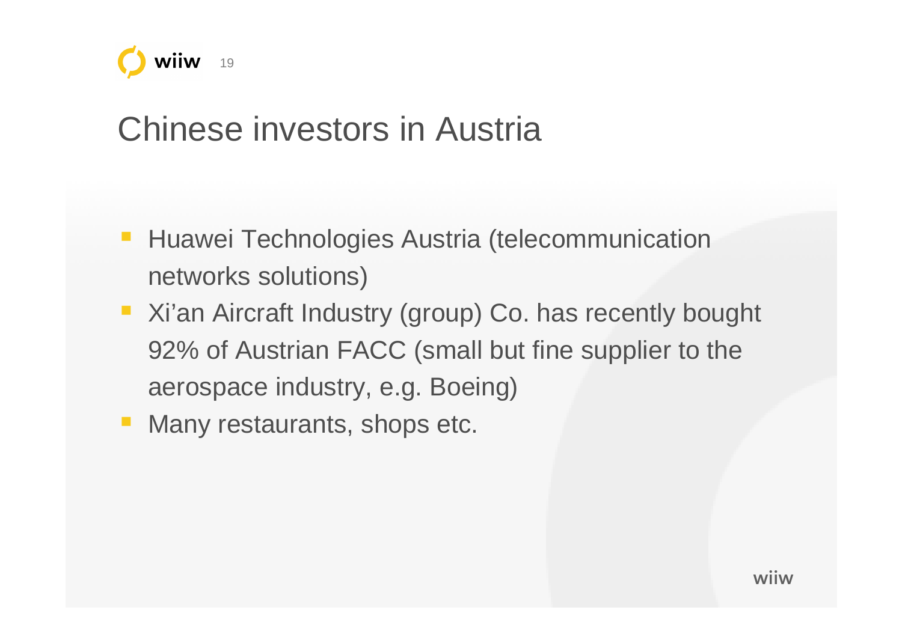# Chinese investors in Austria

- Huawei Technologies Austria (telecommunication networks solutions)
- Xi’an Aircraft Industry (group) Co. has recently bought 92% of Austrian FACC (small but fine supplier to the aerospace industry, e.g. Boeing)
- Many restaurants, shops etc.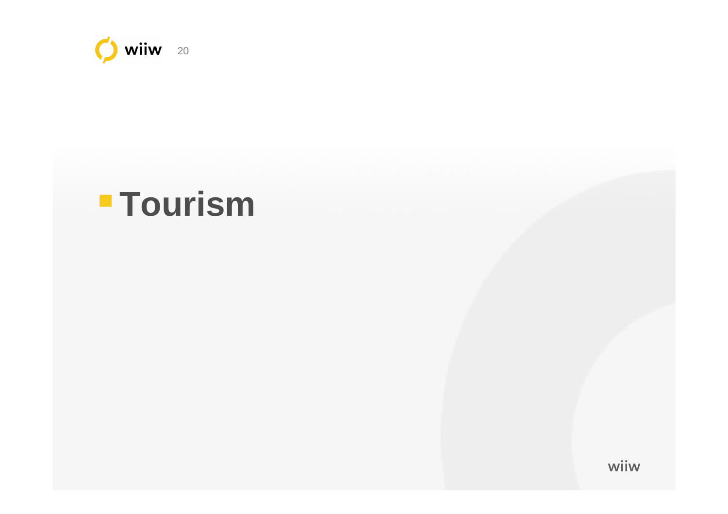# Tourism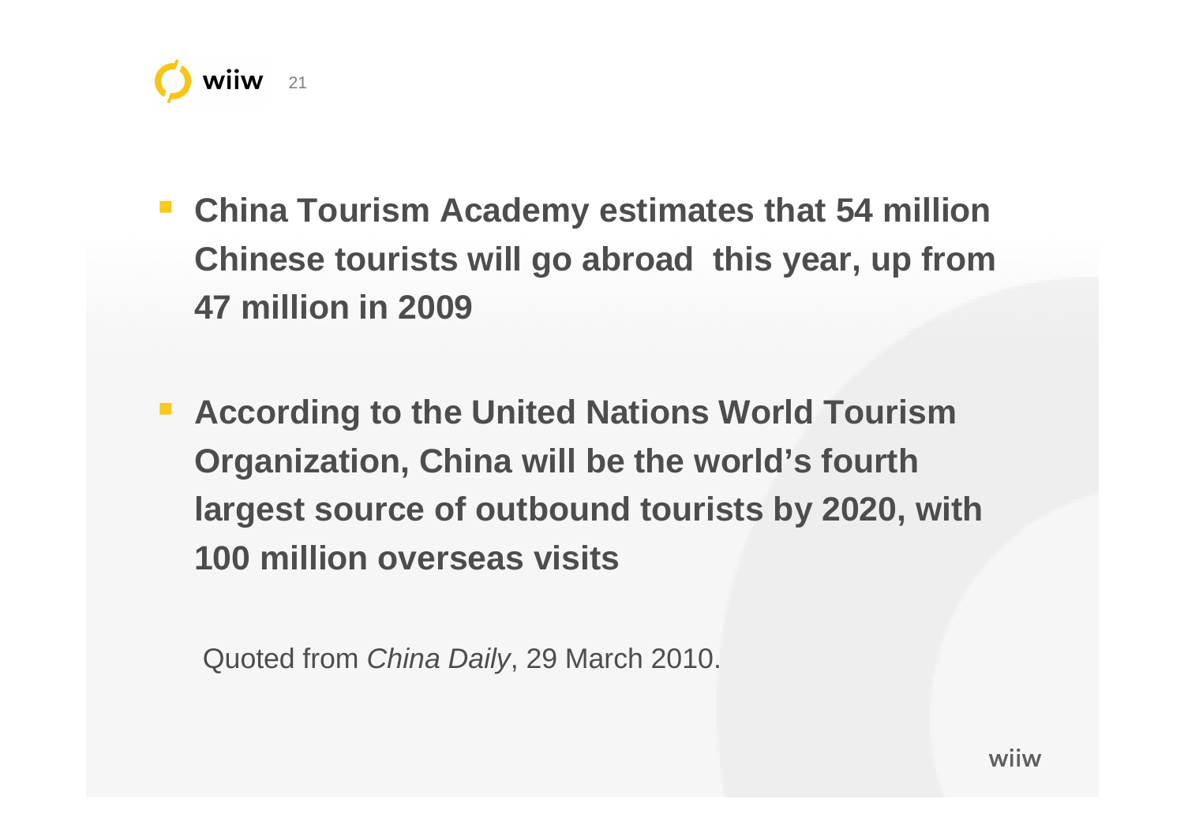- **China Tourism Academy estimates that 54 million Chinese tourists will go abroad  this year, up from 47 million in 2009**

- **According to the United Nations World Tourism Organization, China will be the world's fourth largest source of outbound tourists by 2020, with 100 million overseas visits**

Quoted from *China Daily*, 29 March 2010.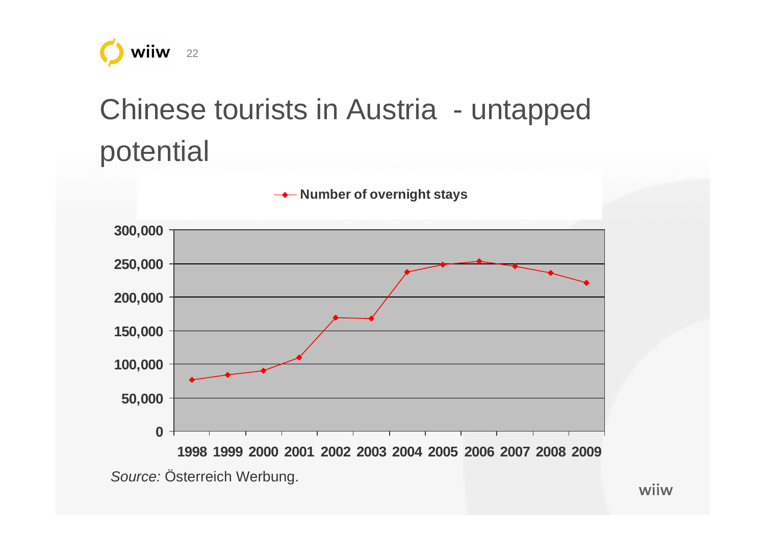# Chinese tourists in Austria - untapped potential

Number of overnight stays

| Year | Number of overnight stays |
|---|---|
| 1998 | ~77,000 |
| 1999 | ~84,000 |
| 2000 | ~90,000 |
| 2001 | ~110,000 |
| 2002 | ~169,000 |
| 2003 | ~168,000 |
| 2004 | ~237,000 |
| 2005 | ~248,000 |
| 2006 | ~253,000 |
| 2007 | ~246,000 |
| 2008 | ~236,000 |
| 2009 | ~221,000 |

*Source:* Österreich Werbung.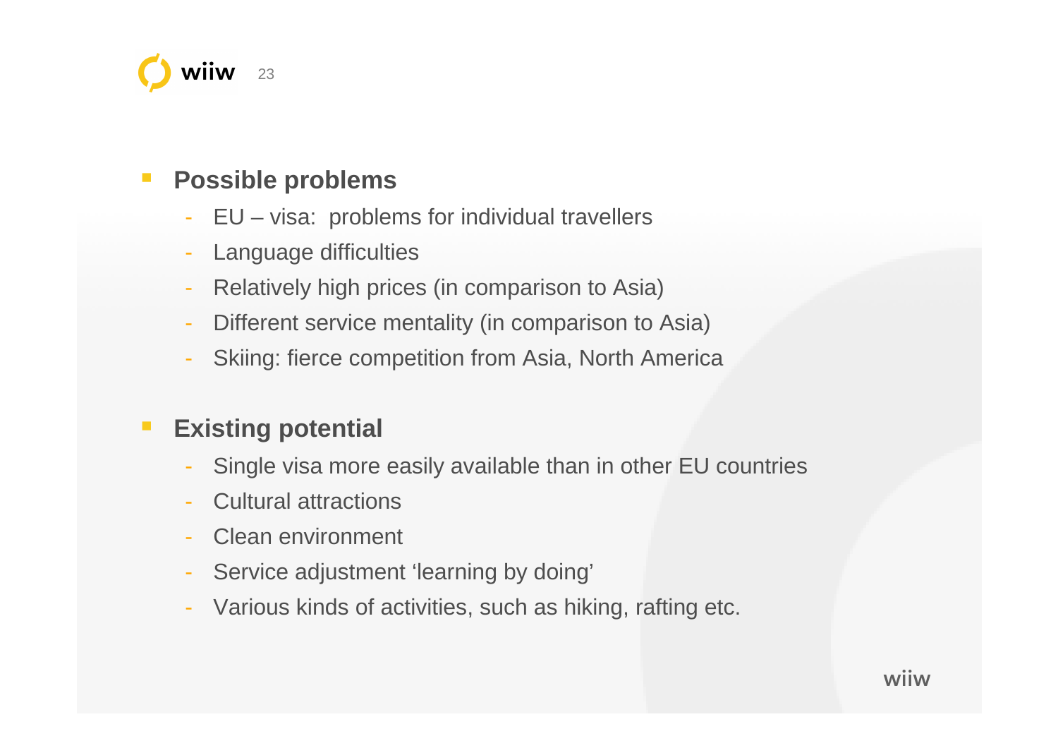- **Possible problems**
  - EU – visa: problems for individual travellers
  - Language difficulties
  - Relatively high prices (in comparison to Asia)
  - Different service mentality (in comparison to Asia)
  - Skiing: fierce competition from Asia, North America

- **Existing potential**
  - Single visa more easily available than in other EU countries
  - Cultural attractions
  - Clean environment
  - Service adjustment ‘learning by doing’
  - Various kinds of activities, such as hiking, rafting etc.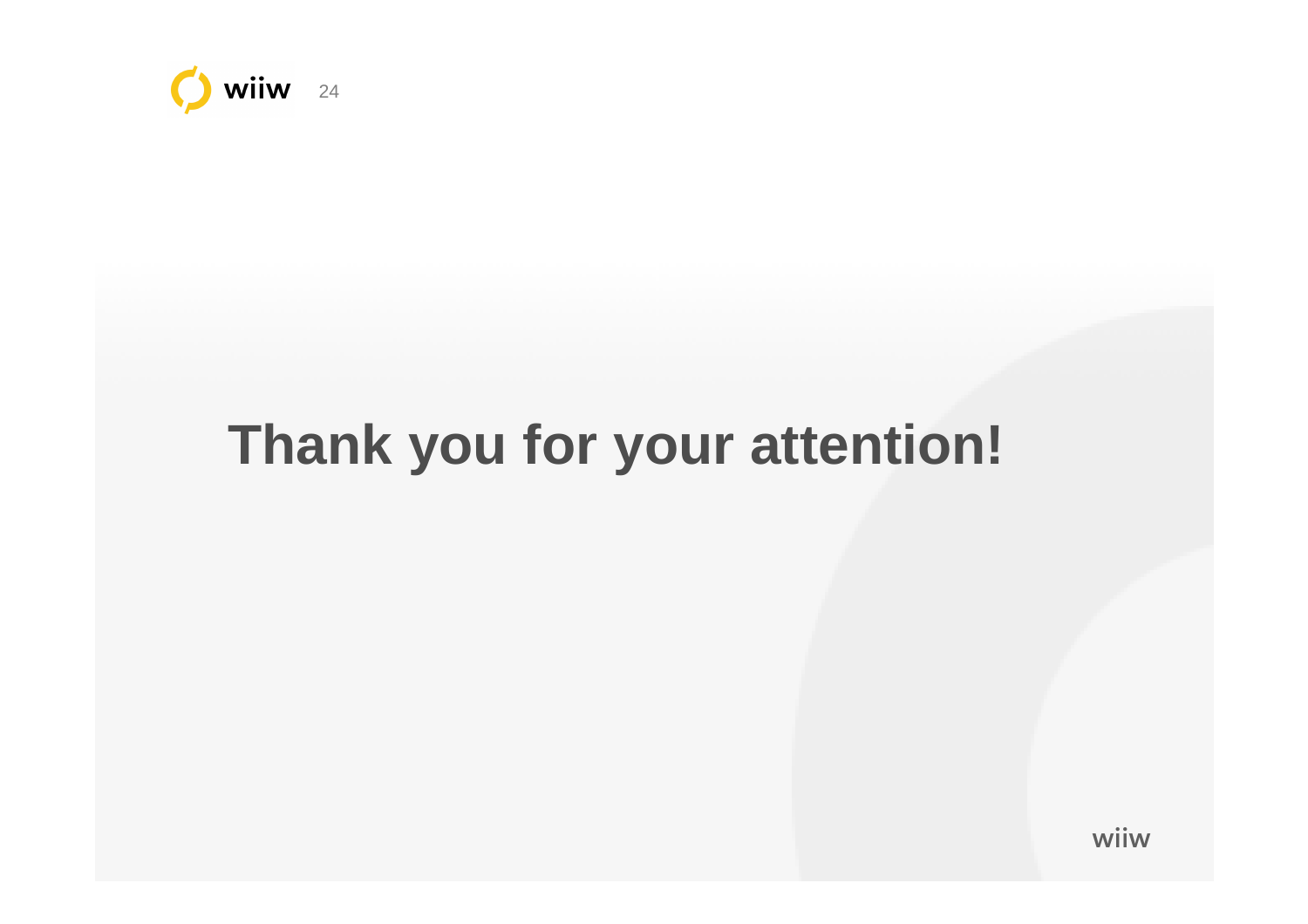# Thank you for your attention!